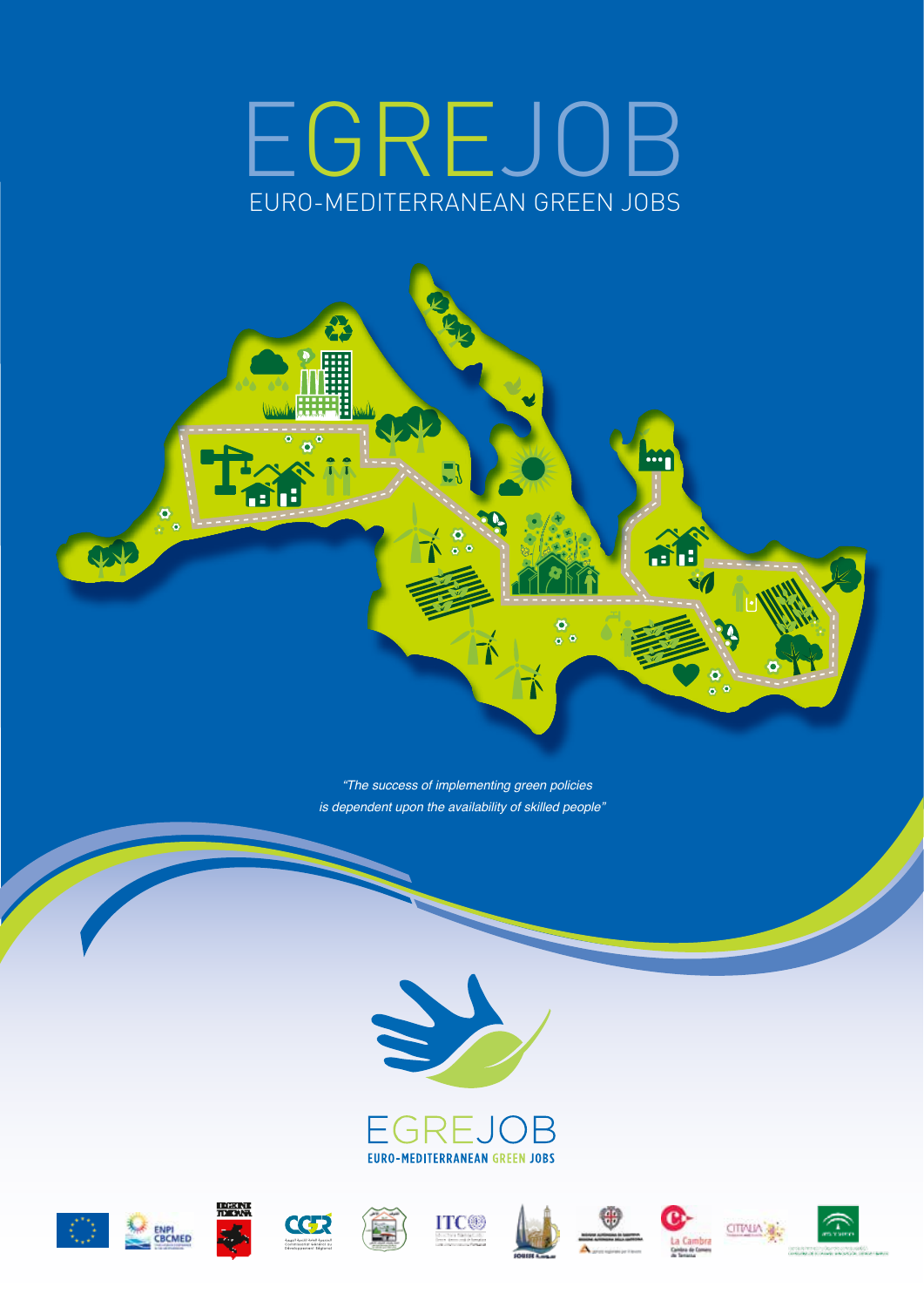# EGREJOB

## EURO-MEDITERRANEAN GREEN JOBS

*"The success of implementing green policies is dependent upon the availability of skilled people"*

EGREJOB

EURO-MEDITERRANEAN GREEN JOBS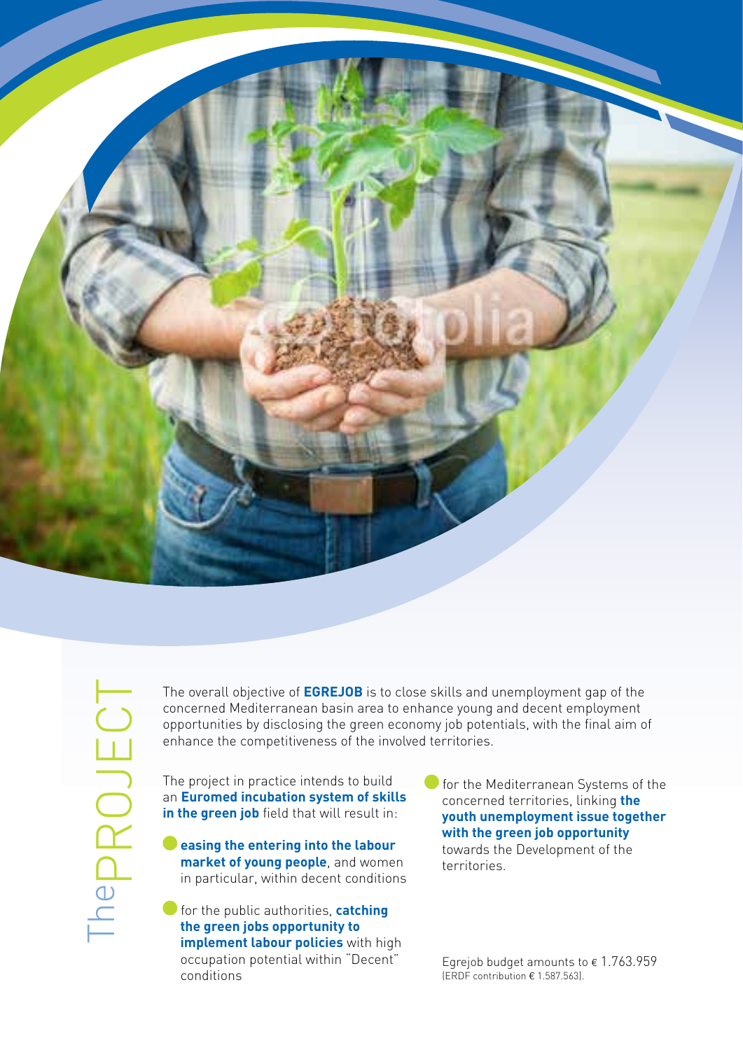# The PROJECT

The overall objective of **EGREJOB** is to close skills and unemployment gap of the concerned Mediterranean basin area to enhance young and decent employment opportunities by disclosing the green economy job potentials, with the final aim of enhance the competitiveness of the involved territories.

The project in practice intends to build an **Euromed incubation system of skills in the green job** field that will result in:

- **easing the entering into the labour market of young people**, and women in particular, within decent conditions
- for the public authorities, **catching the green jobs opportunity to implement labour policies** with high occupation potential within "Decent" conditions
- for the Mediterranean Systems of the concerned territories, linking **the youth unemployment issue together with the green job opportunity** towards the Development of the territories.

Egrejob budget amounts to € 1.763.959 (ERDF contribution € 1.587.563).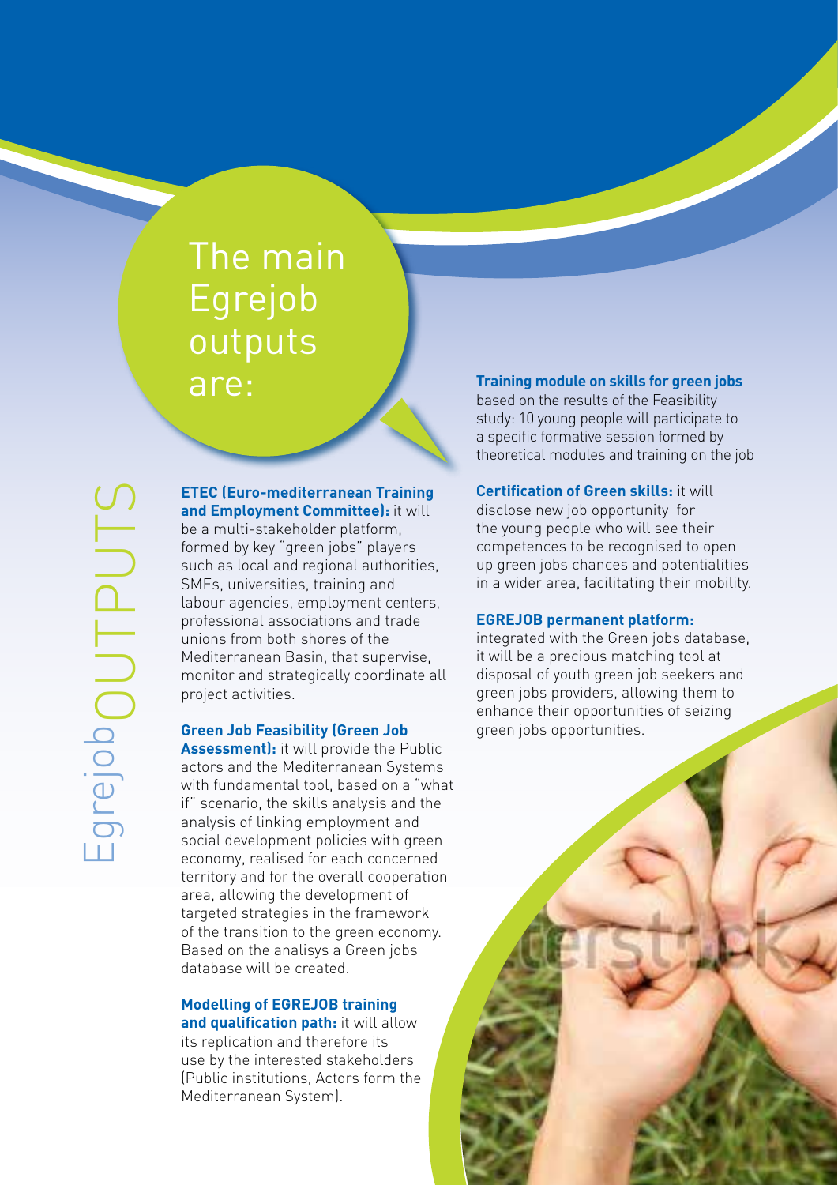# Egrejob OUTPUTS

## The main Egrejob outputs are:

**ETEC (Euro-mediterranean Training and Employment Committee):** it will be a multi-stakeholder platform, formed by key "green jobs" players such as local and regional authorities, SMEs, universities, training and labour agencies, employment centers, professional associations and trade unions from both shores of the Mediterranean Basin, that supervise, monitor and strategically coordinate all project activities.

**Green Job Feasibility (Green Job Assessment):** it will provide the Public actors and the Mediterranean Systems with fundamental tool, based on a "what if" scenario, the skills analysis and the analysis of linking employment and social development policies with green economy, realised for each concerned territory and for the overall cooperation area, allowing the development of targeted strategies in the framework of the transition to the green economy. Based on the analisys a Green jobs database will be created.

**Modelling of EGREJOB training and qualification path:** it will allow its replication and therefore its use by the interested stakeholders (Public institutions, Actors form the Mediterranean System).

**Training module on skills for green jobs** based on the results of the Feasibility study: 10 young people will participate to a specific formative session formed by theoretical modules and training on the job

**Certification of Green skills:** it will disclose new job opportunity for the young people who will see their competences to be recognised to open up green jobs chances and potentialities in a wider area, facilitating their mobility.

**EGREJOB permanent platform:** integrated with the Green jobs database, it will be a precious matching tool at disposal of youth green job seekers and green jobs providers, allowing them to enhance their opportunities of seizing green jobs opportunities.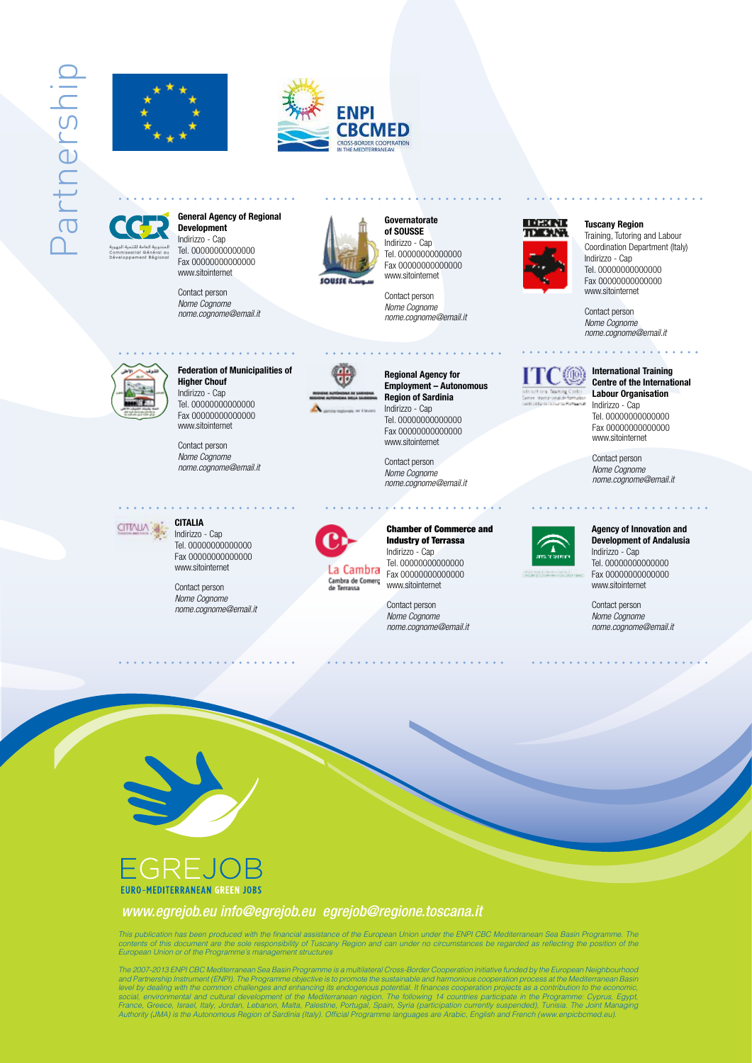# Partnership

**General Agency of Regional Development**
Indirizzo - Cap
Tel. 00000000000000
Fax 00000000000000
www.sitointernet

Contact person
*Nome Cognome*
*nome.cognome@email.it*

**Governatorate of SOUSSE**
Indirizzo - Cap
Tel. 00000000000000
Fax 00000000000000
www.sitointernet

Contact person
*Nome Cognome*
*nome.cognome@email.it*

**Tuscany Region**
Training, Tutoring and Labour Coordination Department (Italy)
Indirizzo - Cap
Tel. 00000000000000
Fax 00000000000000
www.sitointernet

Contact person
*Nome Cognome*
*nome.cognome@email.it*

**Federation of Municipalities of Higher Chouf**
Indirizzo - Cap
Tel. 00000000000000
Fax 00000000000000
www.sitointernet

Contact person
*Nome Cognome*
*nome.cognome@email.it*

**Regional Agency for Employment – Autonomous Region of Sardinia**
Indirizzo - Cap
Tel. 00000000000000
Fax 00000000000000
www.sitointernet

Contact person
*Nome Cognome*
*nome.cognome@email.it*

**International Training Centre of the International Labour Organisation**
Indirizzo - Cap
Tel. 00000000000000
Fax 00000000000000
www.sitointernet

Contact person
*Nome Cognome*
*nome.cognome@email.it*

**CITALIA**
Indirizzo - Cap
Tel. 00000000000000
Fax 00000000000000
www.sitointernet

Contact person
*Nome Cognome*
*nome.cognome@email.it*

**Chamber of Commerce and Industry of Terrassa**
Indirizzo - Cap
Tel. 00000000000000
Fax 00000000000000
www.sitointernet

Contact person
*Nome Cognome*
*nome.cognome@email.it*

**Agency of Innovation and Development of Andalusia**
Indirizzo - Cap
Tel. 00000000000000
Fax 00000000000000
www.sitointernet

Contact person
*Nome Cognome*
*nome.cognome@email.it*

EGREJOB
EURO-MEDITERRANEAN GREEN JOBS

*www.egrejob.eu info@egrejob.eu egrejob@regione.toscana.it*

*This publication has been produced with the financial assistance of the European Union under the ENPI CBC Mediterranean Sea Basin Programme. The contents of this document are the sole responsibility of Tuscany Region and can under no circumstances be regarded as reflecting the position of the European Union or of the Programme's management structures*

*The 2007-2013 ENPI CBC Mediterranean Sea Basin Programme is a multilateral Cross-Border Cooperation initiative funded by the European Neighbourhood and Partnership Instrument (ENPI). The Programme objective is to promote the sustainable and harmonious cooperation process at the Mediterranean Basin level by dealing with the common challenges and enhancing its endogenous potential. It finances cooperation projects as a contribution to the economic, social, environmental and cultural development of the Mediterranean region. The following 14 countries participate in the Programme: Cyprus, Egypt, France, Greece, Israel, Italy, Jordan, Lebanon, Malta, Palestine, Portugal, Spain, Syria (participation currently suspended), Tunisia. The Joint Managing Authority (JMA) is the Autonomous Region of Sardinia (Italy). Official Programme languages are Arabic, English and French (www.enpicbcmed.eu).*